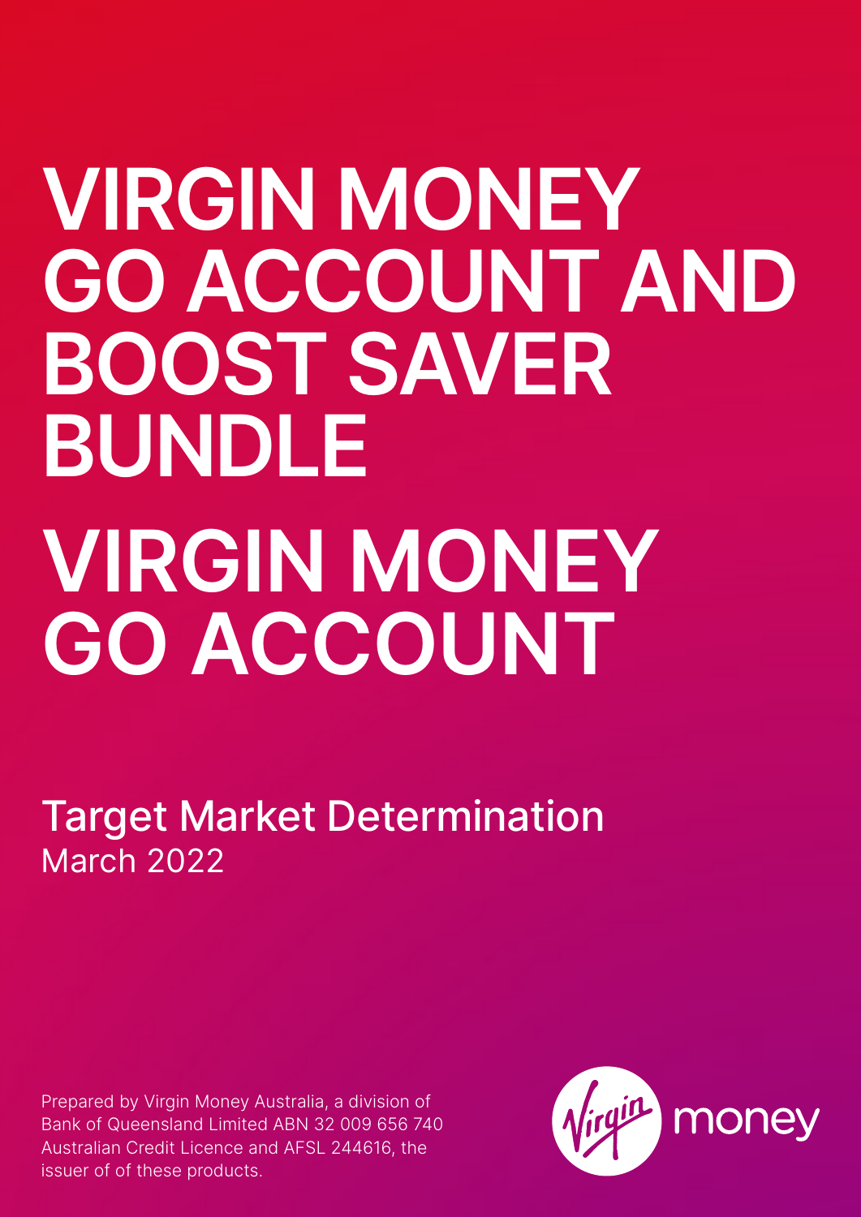# VIRGIN MONEY GO ACCOUNT AND BOOST SAVER BUNDLE

# VIRGIN MONEY GO ACCOUNT

## Target Market Determination

March 2022

Prepared by Virgin Money Australia, a division of Bank of Queensland Limited ABN 32 009 656 740 Australian Credit Licence and AFSL 244616, the issuer of of these products.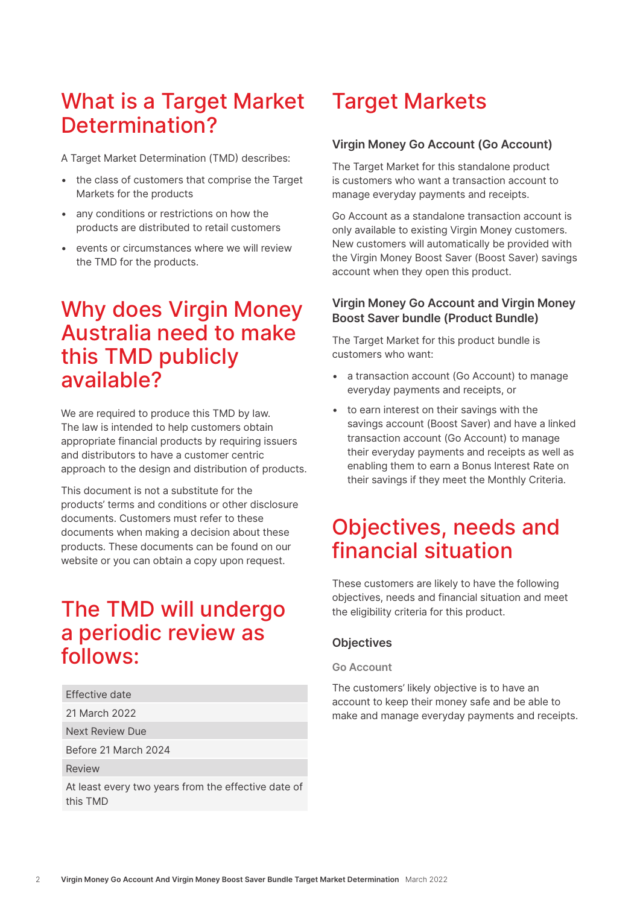# What is a Target Market Determination?

A Target Market Determination (TMD) describes:

- the class of customers that comprise the Target Markets for the products
- any conditions or restrictions on how the products are distributed to retail customers
- events or circumstances where we will review the TMD for the products.

# Why does Virgin Money Australia need to make this TMD publicly available?

We are required to produce this TMD by law. The law is intended to help customers obtain appropriate financial products by requiring issuers and distributors to have a customer centric approach to the design and distribution of products.

This document is not a substitute for the products' terms and conditions or other disclosure documents. Customers must refer to these documents when making a decision about these products. These documents can be found on our website or you can obtain a copy upon request.

# The TMD will undergo a periodic review as follows:

| Effective date |
| --- |
| 21 March 2022 |
| Next Review Due |
| Before 21 March 2024 |
| Review |
| At least every two years from the effective date of this TMD |

# Target Markets

### Virgin Money Go Account (Go Account)

The Target Market for this standalone product is customers who want a transaction account to manage everyday payments and receipts.

Go Account as a standalone transaction account is only available to existing Virgin Money customers. New customers will automatically be provided with the Virgin Money Boost Saver (Boost Saver) savings account when they open this product.

### Virgin Money Go Account and Virgin Money Boost Saver bundle (Product Bundle)

The Target Market for this product bundle is customers who want:

- a transaction account (Go Account) to manage everyday payments and receipts, or
- to earn interest on their savings with the savings account (Boost Saver) and have a linked transaction account (Go Account) to manage their everyday payments and receipts as well as enabling them to earn a Bonus Interest Rate on their savings if they meet the Monthly Criteria.

# Objectives, needs and financial situation

These customers are likely to have the following objectives, needs and financial situation and meet the eligibility criteria for this product.

### Objectives

#### Go Account

The customers' likely objective is to have an account to keep their money safe and be able to make and manage everyday payments and receipts.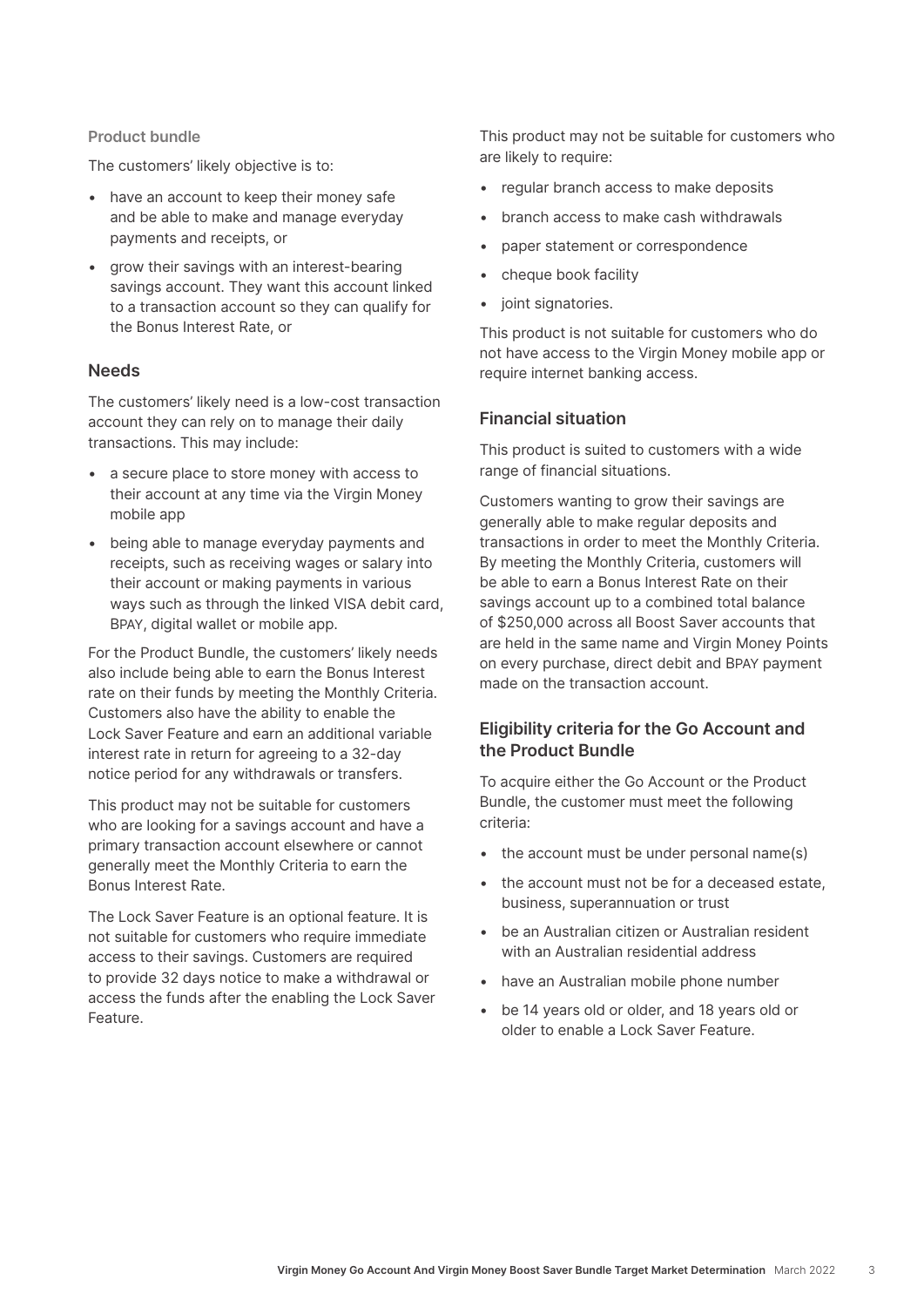#### Product bundle

The customers' likely objective is to:

- have an account to keep their money safe and be able to make and manage everyday payments and receipts, or
- grow their savings with an interest-bearing savings account. They want this account linked to a transaction account so they can qualify for the Bonus Interest Rate, or

### Needs

The customers' likely need is a low-cost transaction account they can rely on to manage their daily transactions. This may include:

- a secure place to store money with access to their account at any time via the Virgin Money mobile app
- being able to manage everyday payments and receipts, such as receiving wages or salary into their account or making payments in various ways such as through the linked VISA debit card, BPAY, digital wallet or mobile app.

For the Product Bundle, the customers' likely needs also include being able to earn the Bonus Interest rate on their funds by meeting the Monthly Criteria. Customers also have the ability to enable the Lock Saver Feature and earn an additional variable interest rate in return for agreeing to a 32-day notice period for any withdrawals or transfers.

This product may not be suitable for customers who are looking for a savings account and have a primary transaction account elsewhere or cannot generally meet the Monthly Criteria to earn the Bonus Interest Rate.

The Lock Saver Feature is an optional feature. It is not suitable for customers who require immediate access to their savings. Customers are required to provide 32 days notice to make a withdrawal or access the funds after the enabling the Lock Saver Feature.

This product may not be suitable for customers who are likely to require:

- regular branch access to make deposits
- branch access to make cash withdrawals
- paper statement or correspondence
- cheque book facility
- joint signatories.

This product is not suitable for customers who do not have access to the Virgin Money mobile app or require internet banking access.

### Financial situation

This product is suited to customers with a wide range of financial situations.

Customers wanting to grow their savings are generally able to make regular deposits and transactions in order to meet the Monthly Criteria. By meeting the Monthly Criteria, customers will be able to earn a Bonus Interest Rate on their savings account up to a combined total balance of $250,000 across all Boost Saver accounts that are held in the same name and Virgin Money Points on every purchase, direct debit and BPAY payment made on the transaction account.

### Eligibility criteria for the Go Account and the Product Bundle

To acquire either the Go Account or the Product Bundle, the customer must meet the following criteria:

- the account must be under personal name(s)
- the account must not be for a deceased estate, business, superannuation or trust
- be an Australian citizen or Australian resident with an Australian residential address
- have an Australian mobile phone number
- be 14 years old or older, and 18 years old or older to enable a Lock Saver Feature.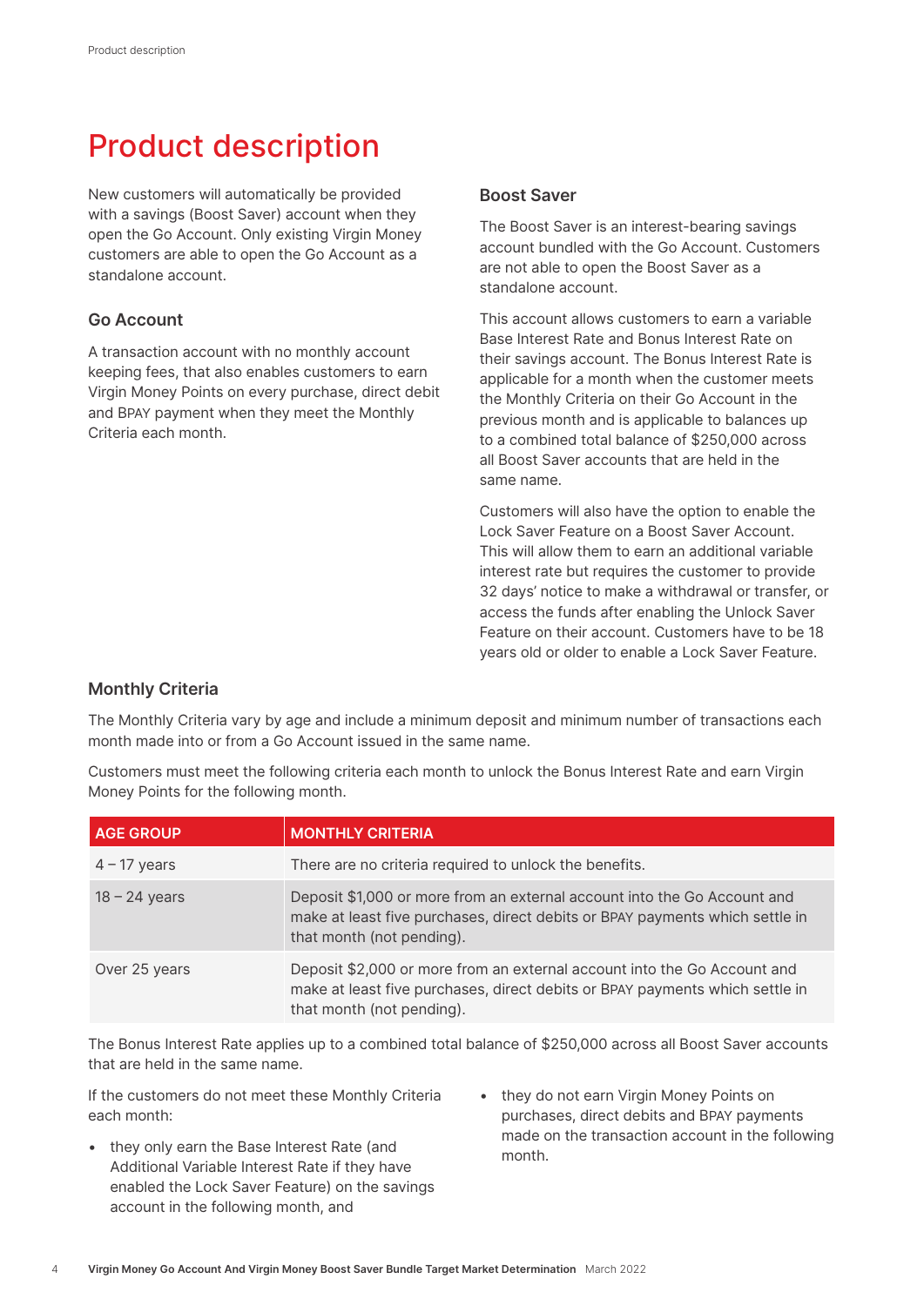# Product description

New customers will automatically be provided with a savings (Boost Saver) account when they open the Go Account. Only existing Virgin Money customers are able to open the Go Account as a standalone account.

## Go Account

A transaction account with no monthly account keeping fees, that also enables customers to earn Virgin Money Points on every purchase, direct debit and BPAY payment when they meet the Monthly Criteria each month.

## Boost Saver

The Boost Saver is an interest-bearing savings account bundled with the Go Account. Customers are not able to open the Boost Saver as a standalone account.

This account allows customers to earn a variable Base Interest Rate and Bonus Interest Rate on their savings account. The Bonus Interest Rate is applicable for a month when the customer meets the Monthly Criteria on their Go Account in the previous month and is applicable to balances up to a combined total balance of $250,000 across all Boost Saver accounts that are held in the same name.

Customers will also have the option to enable the Lock Saver Feature on a Boost Saver Account. This will allow them to earn an additional variable interest rate but requires the customer to provide 32 days' notice to make a withdrawal or transfer, or access the funds after enabling the Unlock Saver Feature on their account. Customers have to be 18 years old or older to enable a Lock Saver Feature.

## Monthly Criteria

The Monthly Criteria vary by age and include a minimum deposit and minimum number of transactions each month made into or from a Go Account issued in the same name.

Customers must meet the following criteria each month to unlock the Bonus Interest Rate and earn Virgin Money Points for the following month.

| AGE GROUP | MONTHLY CRITERIA |
|---|---|
| 4 – 17 years | There are no criteria required to unlock the benefits. |
| 18 – 24 years | Deposit $1,000 or more from an external account into the Go Account and make at least five purchases, direct debits or BPAY payments which settle in that month (not pending). |
| Over 25 years | Deposit $2,000 or more from an external account into the Go Account and make at least five purchases, direct debits or BPAY payments which settle in that month (not pending). |

The Bonus Interest Rate applies up to a combined total balance of $250,000 across all Boost Saver accounts that are held in the same name.

If the customers do not meet these Monthly Criteria each month:

- they only earn the Base Interest Rate (and Additional Variable Interest Rate if they have enabled the Lock Saver Feature) on the savings account in the following month, and
- they do not earn Virgin Money Points on purchases, direct debits and BPAY payments made on the transaction account in the following month.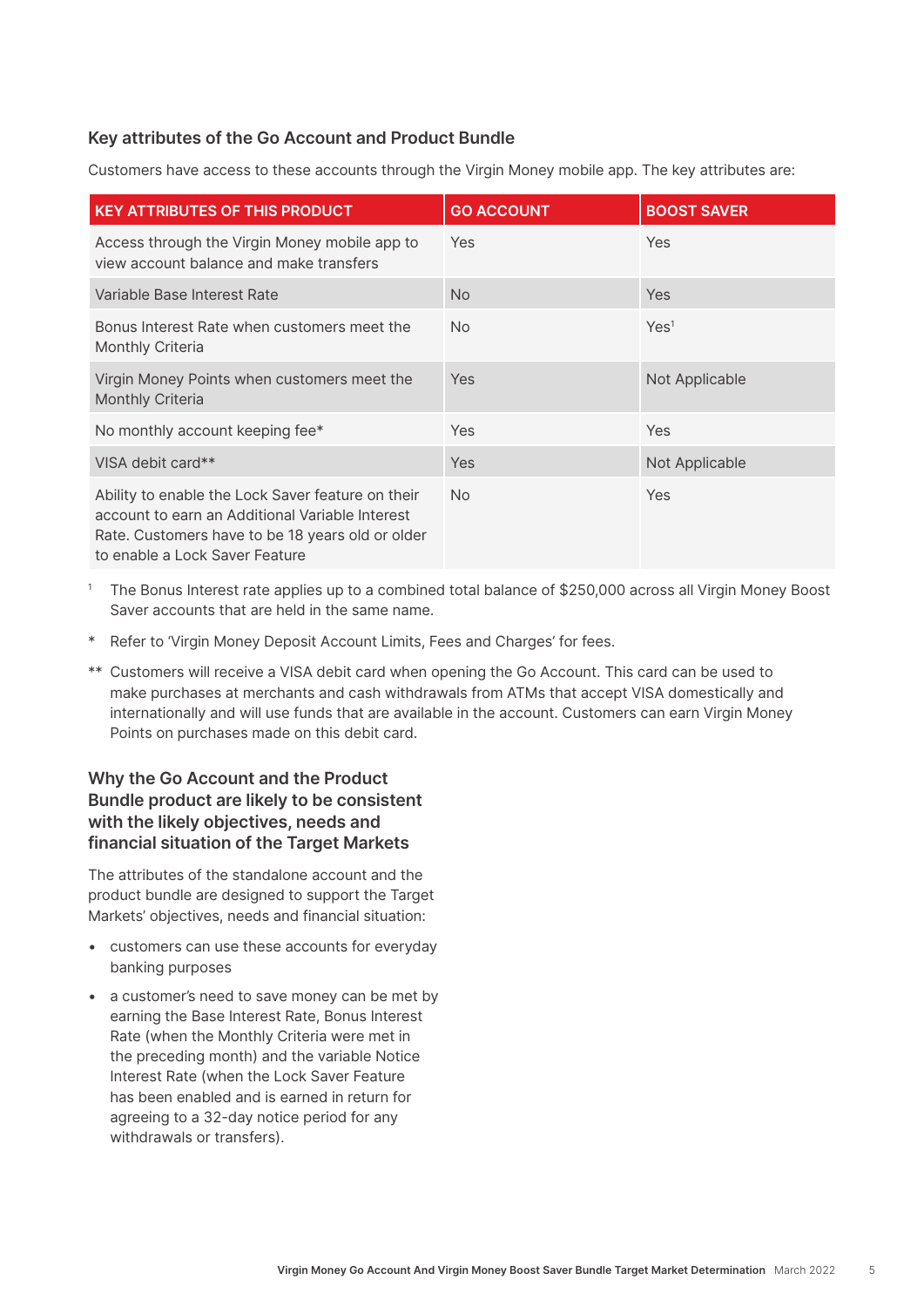### Key attributes of the Go Account and Product Bundle

Customers have access to these accounts through the Virgin Money mobile app. The key attributes are:

| KEY ATTRIBUTES OF THIS PRODUCT | GO ACCOUNT | BOOST SAVER |
|---|---|---|
| Access through the Virgin Money mobile app to view account balance and make transfers | Yes | Yes |
| Variable Base Interest Rate | No | Yes |
| Bonus Interest Rate when customers meet the Monthly Criteria | No | Yes[1] |
| Virgin Money Points when customers meet the Monthly Criteria | Yes | Not Applicable |
| No monthly account keeping fee* | Yes | Yes |
| VISA debit card** | Yes | Not Applicable |
| Ability to enable the Lock Saver feature on their account to earn an Additional Variable Interest Rate. Customers have to be 18 years old or older to enable a Lock Saver Feature | No | Yes |

[1] The Bonus Interest rate applies up to a combined total balance of $250,000 across all Virgin Money Boost Saver accounts that are held in the same name.

* Refer to 'Virgin Money Deposit Account Limits, Fees and Charges' for fees.

** Customers will receive a VISA debit card when opening the Go Account. This card can be used to make purchases at merchants and cash withdrawals from ATMs that accept VISA domestically and internationally and will use funds that are available in the account. Customers can earn Virgin Money Points on purchases made on this debit card.

### Why the Go Account and the Product Bundle product are likely to be consistent with the likely objectives, needs and financial situation of the Target Markets

The attributes of the standalone account and the product bundle are designed to support the Target Markets' objectives, needs and financial situation:

- customers can use these accounts for everyday banking purposes
- a customer's need to save money can be met by earning the Base Interest Rate, Bonus Interest Rate (when the Monthly Criteria were met in the preceding month) and the variable Notice Interest Rate (when the Lock Saver Feature has been enabled and is earned in return for agreeing to a 32-day notice period for any withdrawals or transfers).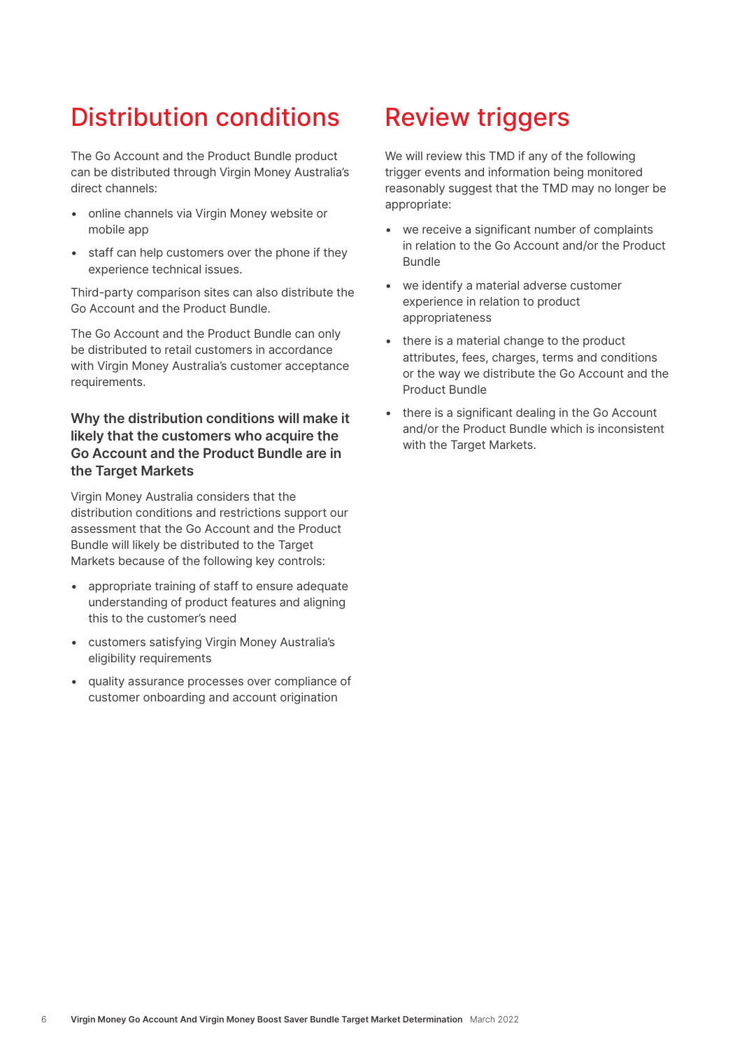# Distribution conditions

The Go Account and the Product Bundle product can be distributed through Virgin Money Australia's direct channels:

- online channels via Virgin Money website or mobile app
- staff can help customers over the phone if they experience technical issues.

Third-party comparison sites can also distribute the Go Account and the Product Bundle.

The Go Account and the Product Bundle can only be distributed to retail customers in accordance with Virgin Money Australia's customer acceptance requirements.

### Why the distribution conditions will make it likely that the customers who acquire the Go Account and the Product Bundle are in the Target Markets

Virgin Money Australia considers that the distribution conditions and restrictions support our assessment that the Go Account and the Product Bundle will likely be distributed to the Target Markets because of the following key controls:

- appropriate training of staff to ensure adequate understanding of product features and aligning this to the customer's need
- customers satisfying Virgin Money Australia's eligibility requirements
- quality assurance processes over compliance of customer onboarding and account origination

# Review triggers

We will review this TMD if any of the following trigger events and information being monitored reasonably suggest that the TMD may no longer be appropriate:

- we receive a significant number of complaints in relation to the Go Account and/or the Product Bundle
- we identify a material adverse customer experience in relation to product appropriateness
- there is a material change to the product attributes, fees, charges, terms and conditions or the way we distribute the Go Account and the Product Bundle
- there is a significant dealing in the Go Account and/or the Product Bundle which is inconsistent with the Target Markets.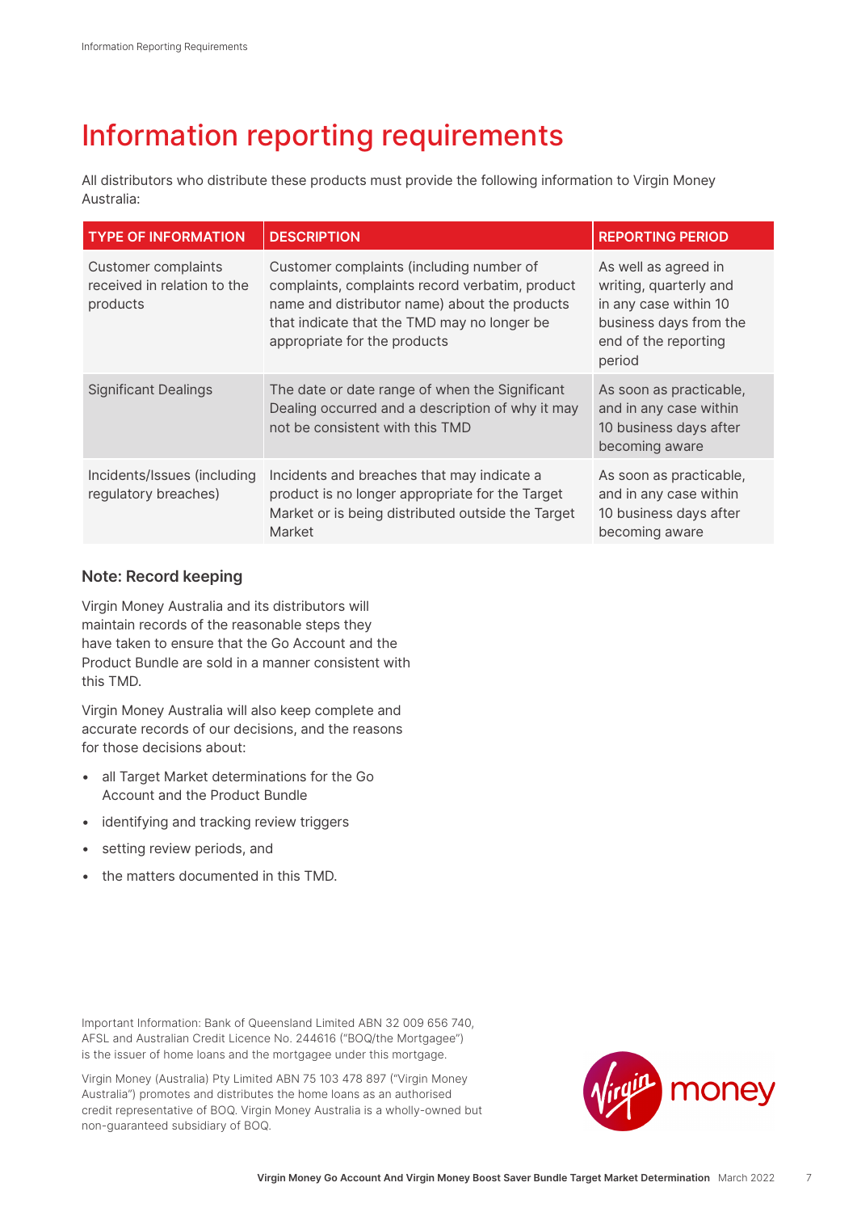# Information reporting requirements

All distributors who distribute these products must provide the following information to Virgin Money Australia:

| TYPE OF INFORMATION | DESCRIPTION | REPORTING PERIOD |
|---|---|---|
| Customer complaints received in relation to the products | Customer complaints (including number of complaints, complaints record verbatim, product name and distributor name) about the products that indicate that the TMD may no longer be appropriate for the products | As well as agreed in writing, quarterly and in any case within 10 business days from the end of the reporting period |
| Significant Dealings | The date or date range of when the Significant Dealing occurred and a description of why it may not be consistent with this TMD | As soon as practicable, and in any case within 10 business days after becoming aware |
| Incidents/Issues (including regulatory breaches) | Incidents and breaches that may indicate a product is no longer appropriate for the Target Market or is being distributed outside the Target Market | As soon as practicable, and in any case within 10 business days after becoming aware |

### Note: Record keeping

Virgin Money Australia and its distributors will maintain records of the reasonable steps they have taken to ensure that the Go Account and the Product Bundle are sold in a manner consistent with this TMD.

Virgin Money Australia will also keep complete and accurate records of our decisions, and the reasons for those decisions about:

- all Target Market determinations for the Go Account and the Product Bundle
- identifying and tracking review triggers
- setting review periods, and
- the matters documented in this TMD.

Important Information: Bank of Queensland Limited ABN 32 009 656 740, AFSL and Australian Credit Licence No. 244616 ("BOQ/the Mortgagee") is the issuer of home loans and the mortgagee under this mortgage.

Virgin Money (Australia) Pty Limited ABN 75 103 478 897 ("Virgin Money Australia") promotes and distributes the home loans as an authorised credit representative of BOQ. Virgin Money Australia is a wholly-owned but non-guaranteed subsidiary of BOQ.